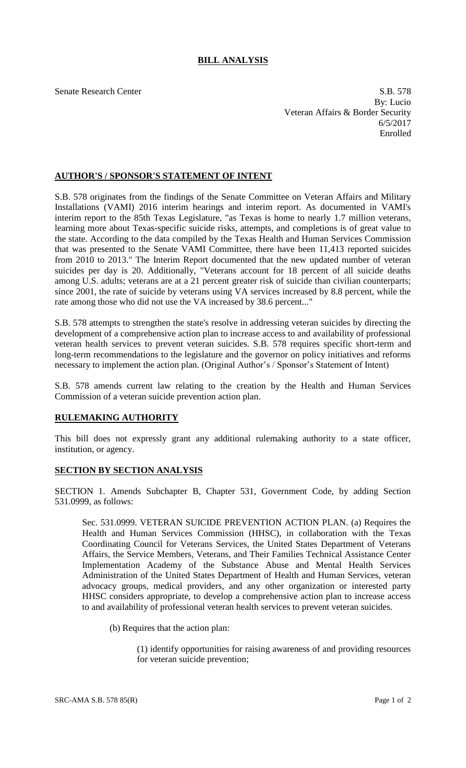# BILL ANALYSIS

Senate Research Center

S.B. 578
By: Lucio
Veteran Affairs & Border Security
6/5/2017
Enrolled

## AUTHOR'S / SPONSOR'S STATEMENT OF INTENT

S.B. 578 originates from the findings of the Senate Committee on Veteran Affairs and Military Installations (VAMI) 2016 interim hearings and interim report. As documented in VAMI's interim report to the 85th Texas Legislature, "as Texas is home to nearly 1.7 million veterans, learning more about Texas-specific suicide risks, attempts, and completions is of great value to the state. According to the data compiled by the Texas Health and Human Services Commission that was presented to the Senate VAMI Committee, there have been 11,413 reported suicides from 2010 to 2013." The Interim Report documented that the new updated number of veteran suicides per day is 20. Additionally, "Veterans account for 18 percent of all suicide deaths among U.S. adults; veterans are at a 21 percent greater risk of suicide than civilian counterparts; since 2001, the rate of suicide by veterans using VA services increased by 8.8 percent, while the rate among those who did not use the VA increased by 38.6 percent..."

S.B. 578 attempts to strengthen the state's resolve in addressing veteran suicides by directing the development of a comprehensive action plan to increase access to and availability of professional veteran health services to prevent veteran suicides. S.B. 578 requires specific short-term and long-term recommendations to the legislature and the governor on policy initiatives and reforms necessary to implement the action plan. (Original Author's / Sponsor's Statement of Intent)

S.B. 578 amends current law relating to the creation by the Health and Human Services Commission of a veteran suicide prevention action plan.

## RULEMAKING AUTHORITY

This bill does not expressly grant any additional rulemaking authority to a state officer, institution, or agency.

## SECTION BY SECTION ANALYSIS

SECTION 1. Amends Subchapter B, Chapter 531, Government Code, by adding Section 531.0999, as follows:

> Sec. 531.0999. VETERAN SUICIDE PREVENTION ACTION PLAN. (a) Requires the Health and Human Services Commission (HHSC), in collaboration with the Texas Coordinating Council for Veterans Services, the United States Department of Veterans Affairs, the Service Members, Veterans, and Their Families Technical Assistance Center Implementation Academy of the Substance Abuse and Mental Health Services Administration of the United States Department of Health and Human Services, veteran advocacy groups, medical providers, and any other organization or interested party HHSC considers appropriate, to develop a comprehensive action plan to increase access to and availability of professional veteran health services to prevent veteran suicides.
>
> > (b) Requires that the action plan:
> >
> > > (1) identify opportunities for raising awareness of and providing resources for veteran suicide prevention;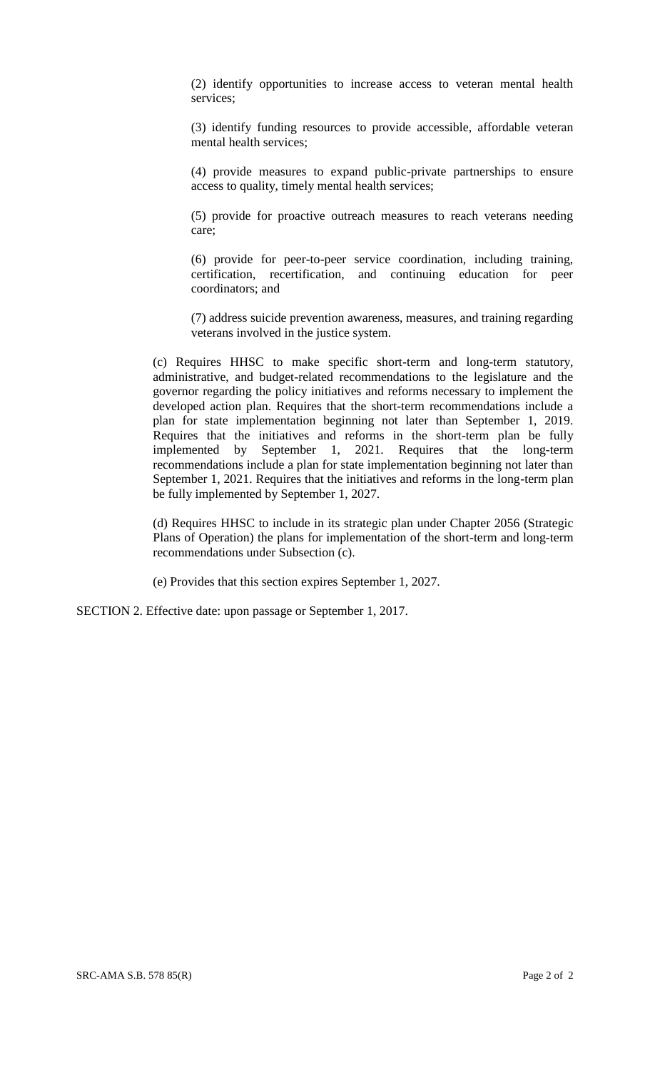(2) identify opportunities to increase access to veteran mental health services;

(3) identify funding resources to provide accessible, affordable veteran mental health services;

(4) provide measures to expand public-private partnerships to ensure access to quality, timely mental health services;

(5) provide for proactive outreach measures to reach veterans needing care;

(6) provide for peer-to-peer service coordination, including training, certification, recertification, and continuing education for peer coordinators; and

(7) address suicide prevention awareness, measures, and training regarding veterans involved in the justice system.

(c) Requires HHSC to make specific short-term and long-term statutory, administrative, and budget-related recommendations to the legislature and the governor regarding the policy initiatives and reforms necessary to implement the developed action plan. Requires that the short-term recommendations include a plan for state implementation beginning not later than September 1, 2019. Requires that the initiatives and reforms in the short-term plan be fully implemented by September 1, 2021. Requires that the long-term recommendations include a plan for state implementation beginning not later than September 1, 2021. Requires that the initiatives and reforms in the long-term plan be fully implemented by September 1, 2027.

(d) Requires HHSC to include in its strategic plan under Chapter 2056 (Strategic Plans of Operation) the plans for implementation of the short-term and long-term recommendations under Subsection (c).

(e) Provides that this section expires September 1, 2027.

SECTION 2. Effective date: upon passage or September 1, 2017.